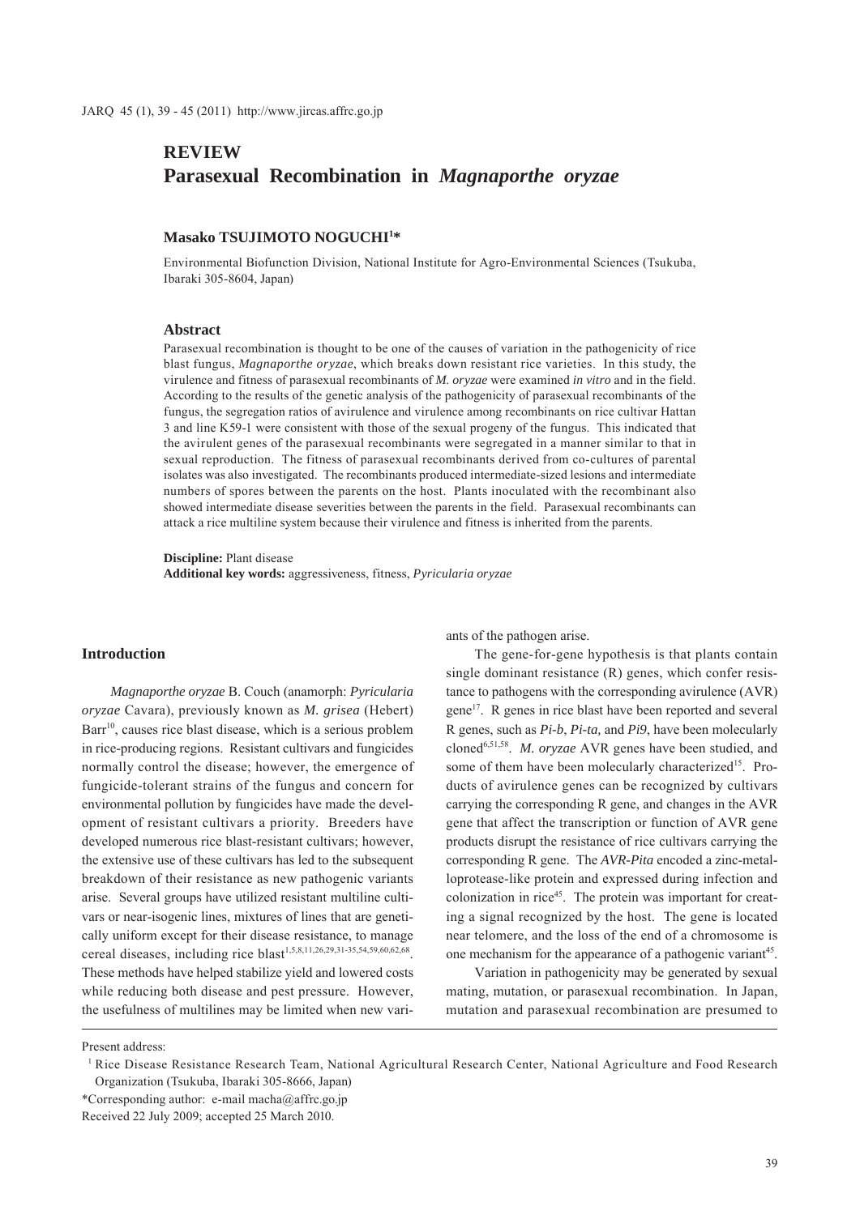**REVIEW**

# Parasexual Recombination in *Magnaporthe oryzae*

**Masako TSUJIMOTO NOGUCHI[1]***

Environmental Biofunction Division, National Institute for Agro-Environmental Sciences (Tsukuba, Ibaraki 305-8604, Japan)

## Abstract

Parasexual recombination is thought to be one of the causes of variation in the pathogenicity of rice blast fungus, *Magnaporthe oryzae*, which breaks down resistant rice varieties. In this study, the virulence and fitness of parasexual recombinants of *M. oryzae* were examined *in vitro* and in the field. According to the results of the genetic analysis of the pathogenicity of parasexual recombinants of the fungus, the segregation ratios of avirulence and virulence among recombinants on rice cultivar Hattan 3 and line K59-1 were consistent with those of the sexual progeny of the fungus. This indicated that the avirulent genes of the parasexual recombinants were segregated in a manner similar to that in sexual reproduction. The fitness of parasexual recombinants derived from co-cultures of parental isolates was also investigated. The recombinants produced intermediate-sized lesions and intermediate numbers of spores between the parents on the host. Plants inoculated with the recombinant also showed intermediate disease severities between the parents in the field. Parasexual recombinants can attack a rice multiline system because their virulence and fitness is inherited from the parents.

**Discipline:** Plant disease
**Additional key words:** aggressiveness, fitness, *Pyricularia oryzae*

## Introduction

*Magnaporthe oryzae* B. Couch (anamorph: *Pyricularia oryzae* Cavara), previously known as *M. grisea* (Hebert) Barr[10], causes rice blast disease, which is a serious problem in rice-producing regions. Resistant cultivars and fungicides normally control the disease; however, the emergence of fungicide-tolerant strains of the fungus and concern for environmental pollution by fungicides have made the development of resistant cultivars a priority. Breeders have developed numerous rice blast-resistant cultivars; however, the extensive use of these cultivars has led to the subsequent breakdown of their resistance as new pathogenic variants arise. Several groups have utilized resistant multiline cultivars or near-isogenic lines, mixtures of lines that are genetically uniform except for their disease resistance, to manage cereal diseases, including rice blast[1,5,8,11,26,29,31-35,54,59,60,62,68]. These methods have helped stabilize yield and lowered costs while reducing both disease and pest pressure. However, the usefulness of multilines may be limited when new variants of the pathogen arise.

The gene-for-gene hypothesis is that plants contain single dominant resistance (R) genes, which confer resistance to pathogens with the corresponding avirulence (AVR) gene[17]. R genes in rice blast have been reported and several R genes, such as *Pi-b*, *Pi-ta,* and *Pi9*, have been molecularly cloned[6,51,58]. *M. oryzae* AVR genes have been studied, and some of them have been molecularly characterized[15]. Products of avirulence genes can be recognized by cultivars carrying the corresponding R gene, and changes in the AVR gene that affect the transcription or function of AVR gene products disrupt the resistance of rice cultivars carrying the corresponding R gene. The *AVR-Pita* encoded a zinc-metalloprotease-like protein and expressed during infection and colonization in rice[45]. The protein was important for creating a signal recognized by the host. The gene is located near telomere, and the loss of the end of a chromosome is one mechanism for the appearance of a pathogenic variant[45].

Variation in pathogenicity may be generated by sexual mating, mutation, or parasexual recombination. In Japan, mutation and parasexual recombination are presumed to

---

Present address:

[1] Rice Disease Resistance Research Team, National Agricultural Research Center, National Agriculture and Food Research Organization (Tsukuba, Ibaraki 305-8666, Japan)

*Corresponding author: e-mail macha@affrc.go.jp

Received 22 July 2009; accepted 25 March 2010.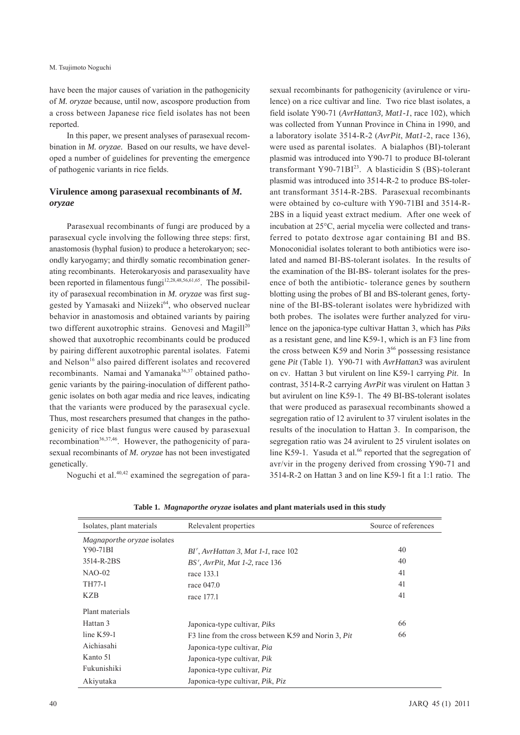have been the major causes of variation in the pathogenicity of *M. oryzae* because, until now, ascospore production from a cross between Japanese rice field isolates has not been reported.

In this paper, we present analyses of parasexual recombination in *M. oryzae*. Based on our results, we have developed a number of guidelines for preventing the emergence of pathogenic variants in rice fields.

## Virulence among parasexual recombinants of *M. oryzae*

Parasexual recombinants of fungi are produced by a parasexual cycle involving the following three steps: first, anastomosis (hyphal fusion) to produce a heterokaryon; secondly karyogamy; and thirdly somatic recombination generating recombinants. Heterokaryosis and parasexuality have been reported in filamentous fungi[12,28,48,56,61,65]. The possibility of parasexual recombination in *M. oryzae* was first suggested by Yamasaki and Niizeki[64], who observed nuclear behavior in anastomosis and obtained variants by pairing two different auxotrophic strains. Genovesi and Magill[20] showed that auxotrophic recombinants could be produced by pairing different auxotrophic parental isolates. Fatemi and Nelson[16] also paired different isolates and recovered recombinants. Namai and Yamanaka[36,37] obtained pathogenic variants by the pairing-inoculation of different pathogenic isolates on both agar media and rice leaves, indicating that the variants were produced by the parasexual cycle. Thus, most researchers presumed that changes in the pathogenicity of rice blast fungus were caused by parasexual recombination[36,37,46]. However, the pathogenicity of parasexual recombinants of *M. oryzae* has not been investigated genetically.

Noguchi et al.[40,42] examined the segregation of parasexual recombinants for pathogenicity (avirulence or virulence) on a rice cultivar and line. Two rice blast isolates, a field isolate Y90-71 (*AvrHattan3, Mat1-1*, race 102), which was collected from Yunnan Province in China in 1990, and a laboratory isolate 3514-R-2 (*AvrPit*, *Mat1-2*, race 136), were used as parental isolates. A bialaphos (BI)-tolerant plasmid was introduced into Y90-71 to produce BI-tolerant transformant Y90-71BI[23]. A blasticidin S (BS)-tolerant plasmid was introduced into 3514-R-2 to produce BS-tolerant transformant 3514-R-2BS. Parasexual recombinants were obtained by co-culture with Y90-71BI and 3514-R-2BS in a liquid yeast extract medium. After one week of incubation at 25°C, aerial mycelia were collected and transferred to potato dextrose agar containing BI and BS. Monoconidial isolates tolerant to both antibiotics were isolated and named BI-BS-tolerant isolates. In the results of the examination of the BI-BS- tolerant isolates for the presence of both the antibiotic- tolerance genes by southern blotting using the probes of BI and BS-tolerant genes, forty-nine of the BI-BS-tolerant isolates were hybridized with both probes. The isolates were further analyzed for virulence on the japonica-type cultivar Hattan 3, which has *Piks* as a resistant gene, and line K59-1, which is an F3 line from the cross between K59 and Norin 3[66] possessing resistance gene *Pit* (Table 1). Y90-71 with *AvrHattan3* was avirulent on cv. Hattan 3 but virulent on line K59-1 carrying *Pit*. In contrast, 3514-R-2 carrying *AvrPit* was virulent on Hattan 3 but avirulent on line K59-1. The 49 BI-BS-tolerant isolates that were produced as parasexual recombinants showed a segregation ratio of 12 avirulent to 37 virulent isolates in the results of the inoculation to Hattan 3. In comparison, the segregation ratio was 24 avirulent to 25 virulent isolates on line K59-1. Yasuda et al.[66] reported that the segregation of avr/vir in the progeny derived from crossing Y90-71 and 3514-R-2 on Hattan 3 and on line K59-1 fit a 1:1 ratio. The

**Table 1. *Magnaporthe oryzae* isolates and plant materials used in this study**

| Isolates, plant materials | Relevalent properties | Source of references |
|---|---|---|
| *Magnaporthe oryzae* isolates | | |
| Y90-71BI | $BI^r$, *AvrHattan 3*, *Mat 1-1*, race 102 | 40 |
| 3514-R-2BS | $BS^r$, *AvrPit*, *Mat 1-2*, race 136 | 40 |
| NAO-02 | race 133.1 | 41 |
| TH77-1 | race 047.0 | 41 |
| KZB | race 177.1 | 41 |
| Plant materials | | |
| Hattan 3 | Japonica-type cultivar, *Piks* | 66 |
| line K59-1 | F3 line from the cross between K59 and Norin 3, *Pit* | 66 |
| Aichiasahi | Japonica-type cultivar, *Pia* | |
| Kanto 51 | Japonica-type cultivar, *Pik* | |
| Fukunishiki | Japonica-type cultivar, *Piz* | |
| Akiyutaka | Japonica-type cultivar, *Pik*, *Piz* | |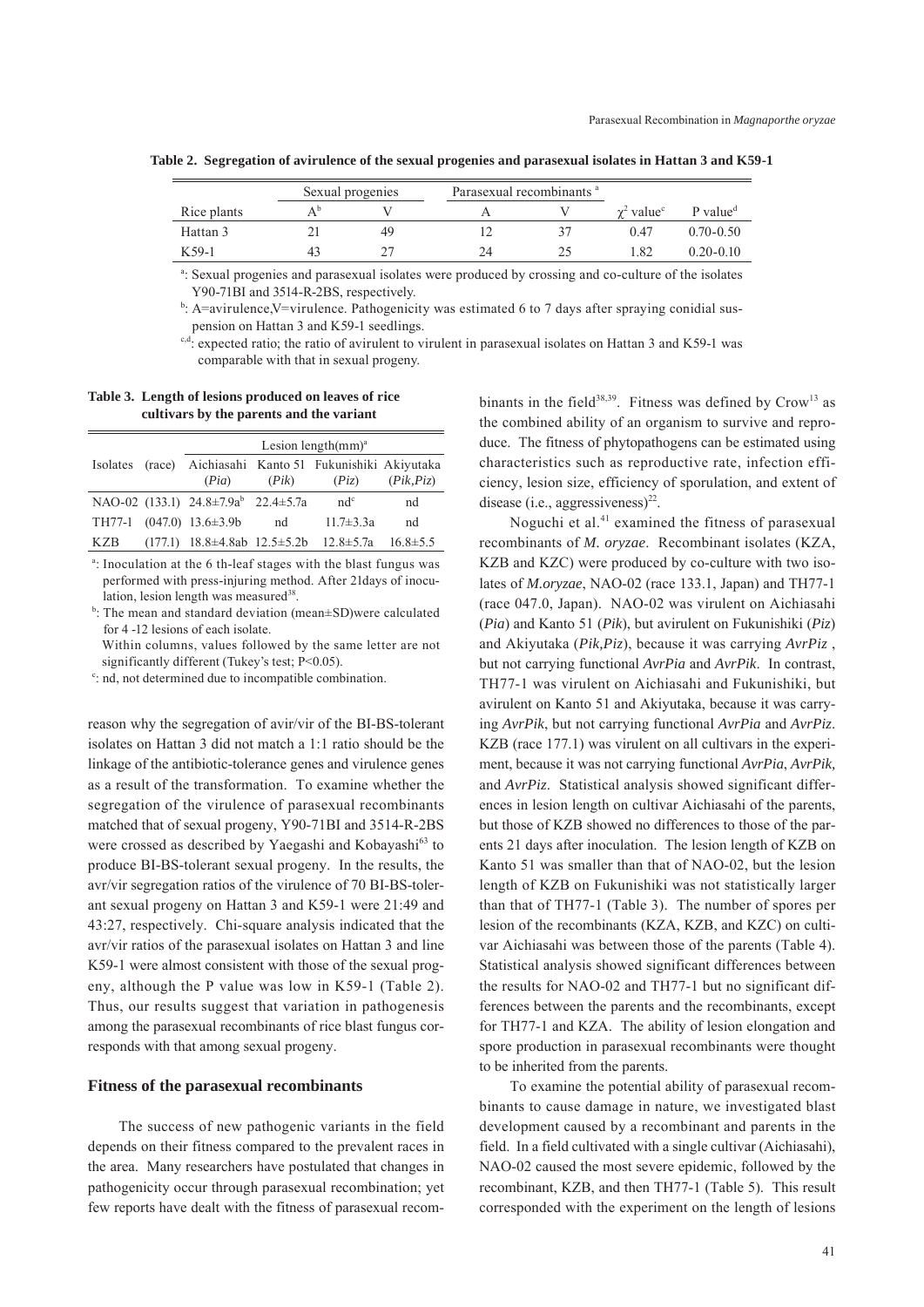**Table 2. Segregation of avirulence of the sexual progenies and parasexual isolates in Hattan 3 and K59-1**

| Rice plants | Sexual progenies | | Parasexual recombinants [a] | | | |
|---|---|---|---|---|---|---|
| | A[b] | V | A | V | $\chi^2$ value[c] | P value[d] |
| Hattan 3 | 21 | 49 | 12 | 37 | 0.47 | 0.70-0.50 |
| K59-1 | 43 | 27 | 24 | 25 | 1.82 | 0.20-0.10 |

[a]: Sexual progenies and parasexual isolates were produced by crossing and co-culture of the isolates Y90-71BI and 3514-R-2BS, respectively.

[b]: A=avirulence,V=virulence. Pathogenicity was estimated 6 to 7 days after spraying conidial suspension on Hattan 3 and K59-1 seedlings.

[c,d]: expected ratio; the ratio of avirulent to virulent in parasexual isolates on Hattan 3 and K59-1 was comparable with that in sexual progeny.

**Table 3. Length of lesions produced on leaves of rice cultivars by the parents and the variant**

| Isolates | (race) | Lesion length(mm)[a] | | | |
|---|---|---|---|---|---|
| | | Aichiasahi (*Pia*) | Kanto 51 (*Pik*) | Fukunishiki (*Piz*) | Akiyutaka (*Pik,Piz*) |
| NAO-02 | (133.1) | 24.8±7.9a[b] | 22.4±5.7a | nd[c] | nd |
| TH77-1 | (047.0) | 13.6±3.9b | nd | 11.7±3.3a | nd |
| KZB | (177.1) | 18.8±4.8ab | 12.5±5.2b | 12.8±5.7a | 16.8±5.5 |

[a]: Inoculation at the 6 th-leaf stages with the blast fungus was performed with press-injuring method. After 21days of inoculation, lesion length was measured[38].

[b]: The mean and standard deviation (mean±SD)were calculated for 4 -12 lesions of each isolate.
Within columns, values followed by the same letter are not significantly different (Tukey's test; P<0.05).

[c]: nd, not determined due to incompatible combination.

reason why the segregation of avir/vir of the BI-BS-tolerant isolates on Hattan 3 did not match a 1:1 ratio should be the linkage of the antibiotic-tolerance genes and virulence genes as a result of the transformation. To examine whether the segregation of the virulence of parasexual recombinants matched that of sexual progeny, Y90-71BI and 3514-R-2BS were crossed as described by Yaegashi and Kobayashi[63] to produce BI-BS-tolerant sexual progeny. In the results, the avr/vir segregation ratios of the virulence of 70 BI-BS-tolerant sexual progeny on Hattan 3 and K59-1 were 21:49 and 43:27, respectively. Chi-square analysis indicated that the avr/vir ratios of the parasexual isolates on Hattan 3 and line K59-1 were almost consistent with those of the sexual progeny, although the P value was low in K59-1 (Table 2). Thus, our results suggest that variation in pathogenesis among the parasexual recombinants of rice blast fungus corresponds with that among sexual progeny.

## Fitness of the parasexual recombinants

The success of new pathogenic variants in the field depends on their fitness compared to the prevalent races in the area. Many researchers have postulated that changes in pathogenicity occur through parasexual recombination; yet few reports have dealt with the fitness of parasexual recombinants in the field[38,39]. Fitness was defined by Crow[13] as the combined ability of an organism to survive and reproduce. The fitness of phytopathogens can be estimated using characteristics such as reproductive rate, infection efficiency, lesion size, efficiency of sporulation, and extent of disease (i.e., aggressiveness)[22].

Noguchi et al.[41] examined the fitness of parasexual recombinants of *M. oryzae*. Recombinant isolates (KZA, KZB and KZC) were produced by co-culture with two isolates of *M.oryzae*, NAO-02 (race 133.1, Japan) and TH77-1 (race 047.0, Japan). NAO-02 was virulent on Aichiasahi (*Pia*) and Kanto 51 (*Pik*), but avirulent on Fukunishiki (*Piz*) and Akiyutaka (*Pik,Piz*), because it was carrying *AvrPiz* , but not carrying functional *AvrPia* and *AvrPik*. In contrast, TH77-1 was virulent on Aichiasahi and Fukunishiki, but avirulent on Kanto 51 and Akiyutaka, because it was carrying *AvrPik*, but not carrying functional *AvrPia* and *AvrPiz*. KZB (race 177.1) was virulent on all cultivars in the experiment, because it was not carrying functional *AvrPia*, *AvrPik,* and *AvrPiz*. Statistical analysis showed significant differences in lesion length on cultivar Aichiasahi of the parents, but those of KZB showed no differences to those of the parents 21 days after inoculation. The lesion length of KZB on Kanto 51 was smaller than that of NAO-02, but the lesion length of KZB on Fukunishiki was not statistically larger than that of TH77-1 (Table 3). The number of spores per lesion of the recombinants (KZA, KZB, and KZC) on cultivar Aichiasahi was between those of the parents (Table 4). Statistical analysis showed significant differences between the results for NAO-02 and TH77-1 but no significant differences between the parents and the recombinants, except for TH77-1 and KZA. The ability of lesion elongation and spore production in parasexual recombinants were thought to be inherited from the parents.

To examine the potential ability of parasexual recombinants to cause damage in nature, we investigated blast development caused by a recombinant and parents in the field. In a field cultivated with a single cultivar (Aichiasahi), NAO-02 caused the most severe epidemic, followed by the recombinant, KZB, and then TH77-1 (Table 5). This result corresponded with the experiment on the length of lesions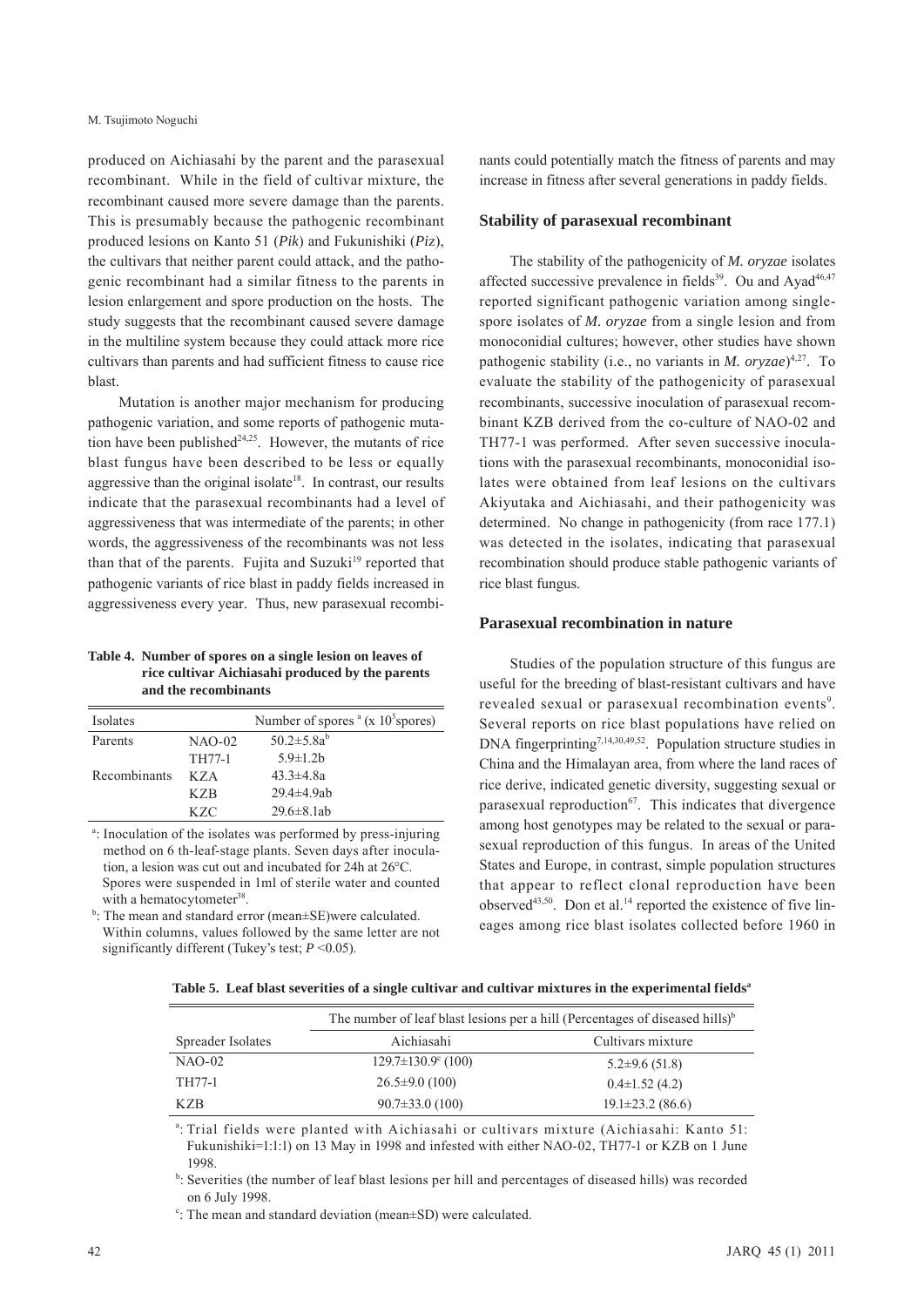produced on Aichiasahi by the parent and the parasexual recombinant. While in the field of cultivar mixture, the recombinant caused more severe damage than the parents. This is presumably because the pathogenic recombinant produced lesions on Kanto 51 (*Pik*) and Fukunishiki (*Piz*), the cultivars that neither parent could attack, and the pathogenic recombinant had a similar fitness to the parents in lesion enlargement and spore production on the hosts. The study suggests that the recombinant caused severe damage in the multiline system because they could attack more rice cultivars than parents and had sufficient fitness to cause rice blast.

Mutation is another major mechanism for producing pathogenic variation, and some reports of pathogenic mutation have been published[24,25]. However, the mutants of rice blast fungus have been described to be less or equally aggressive than the original isolate[18]. In contrast, our results indicate that the parasexual recombinants had a level of aggressiveness that was intermediate of the parents; in other words, the aggressiveness of the recombinants was not less than that of the parents. Fujita and Suzuki[19] reported that pathogenic variants of rice blast in paddy fields increased in aggressiveness every year. Thus, new parasexual recombinants could potentially match the fitness of parents and may increase in fitness after several generations in paddy fields.

**Table 4. Number of spores on a single lesion on leaves of rice cultivar Aichiasahi produced by the parents and the recombinants**

| Isolates | | Number of spores [a] (x $10^3$spores) |
|---|---|---|
| Parents | NAO-02 | 50.2±5.8a[b] |
| | TH77-1 | 5.9±1.2b |
| Recombinants | KZA | 43.3±4.8a |
| | KZB | 29.4±4.9ab |
| | KZC | 29.6±8.1ab |

[a]: Inoculation of the isolates was performed by press-injuring method on 6 th-leaf-stage plants. Seven days after inoculation, a lesion was cut out and incubated for 24h at 26°C. Spores were suspended in 1ml of sterile water and counted with a hematocytometer[38].

[b]: The mean and standard error (mean±SE)were calculated. Within columns, values followed by the same letter are not significantly different (Tukey's test; $P < 0.05$).

## Stability of parasexual recombinant

The stability of the pathogenicity of *M. oryzae* isolates affected successive prevalence in fields[39]. Ou and Ayad[46,47] reported significant pathogenic variation among single-spore isolates of *M. oryzae* from a single lesion and from monoconidial cultures; however, other studies have shown pathogenic stability (i.e., no variants in *M. oryzae*)[4,27]. To evaluate the stability of the pathogenicity of parasexual recombinants, successive inoculation of parasexual recombinant KZB derived from the co-culture of NAO-02 and TH77-1 was performed. After seven successive inoculations with the parasexual recombinants, monoconidial isolates were obtained from leaf lesions on the cultivars Akiyutaka and Aichiasahi, and their pathogenicity was determined. No change in pathogenicity (from race 177.1) was detected in the isolates, indicating that parasexual recombination should produce stable pathogenic variants of rice blast fungus.

## Parasexual recombination in nature

Studies of the population structure of this fungus are useful for the breeding of blast-resistant cultivars and have revealed sexual or parasexual recombination events[9]. Several reports on rice blast populations have relied on DNA fingerprinting[7,14,30,49,52]. Population structure studies in China and the Himalayan area, from where the land races of rice derive, indicated genetic diversity, suggesting sexual or parasexual reproduction[67]. This indicates that divergence among host genotypes may be related to the sexual or parasexual reproduction of this fungus. In areas of the United States and Europe, in contrast, simple population structures that appear to reflect clonal reproduction have been observed[43,50]. Don et al.[14] reported the existence of five lineages among rice blast isolates collected before 1960 in

**Table 5. Leaf blast severities of a single cultivar and cultivar mixtures in the experimental fields[a]**

| | The number of leaf blast lesions per a hill (Percentages of diseased hills)[b] | |
|---|---|---|
| Spreader Isolates | Aichiasahi | Cultivars mixture |
| NAO-02 | 129.7±130.9[c] (100) | 5.2±9.6 (51.8) |
| TH77-1 | 26.5±9.0 (100) | 0.4±1.52 (4.2) |
| KZB | 90.7±33.0 (100) | 19.1±23.2 (86.6) |

[a]: Trial fields were planted with Aichiasahi or cultivars mixture (Aichiasahi: Kanto 51: Fukunishiki=1:1:1) on 13 May in 1998 and infested with either NAO-02, TH77-1 or KZB on 1 June 1998.

[b]: Severities (the number of leaf blast lesions per hill and percentages of diseased hills) was recorded on 6 July 1998.

[c]: The mean and standard deviation (mean±SD) were calculated.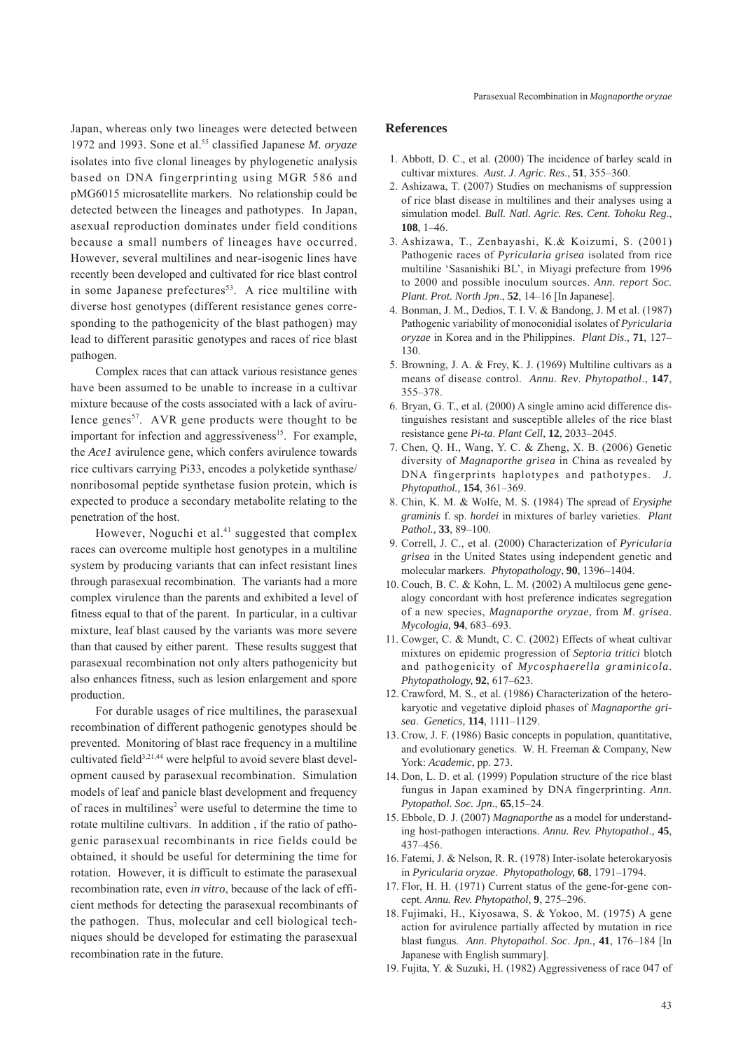Japan, whereas only two lineages were detected between 1972 and 1993. Sone et al.[55] classified Japanese *M. oryaze* isolates into five clonal lineages by phylogenetic analysis based on DNA fingerprinting using MGR 586 and pMG6015 microsatellite markers. No relationship could be detected between the lineages and pathotypes. In Japan, asexual reproduction dominates under field conditions because a small numbers of lineages have occurred. However, several multilines and near-isogenic lines have recently been developed and cultivated for rice blast control in some Japanese prefectures[53]. A rice multiline with diverse host genotypes (different resistance genes corresponding to the pathogenicity of the blast pathogen) may lead to different parasitic genotypes and races of rice blast pathogen.

Complex races that can attack various resistance genes have been assumed to be unable to increase in a cultivar mixture because of the costs associated with a lack of avirulence genes[57]. AVR gene products were thought to be important for infection and aggressiveness[15]. For example, the *Ace1* avirulence gene, which confers avirulence towards rice cultivars carrying Pi33, encodes a polyketide synthase/ nonribosomal peptide synthetase fusion protein, which is expected to produce a secondary metabolite relating to the penetration of the host.

However, Noguchi et al.[41] suggested that complex races can overcome multiple host genotypes in a multiline system by producing variants that can infect resistant lines through parasexual recombination. The variants had a more complex virulence than the parents and exhibited a level of fitness equal to that of the parent. In particular, in a cultivar mixture, leaf blast caused by the variants was more severe than that caused by either parent. These results suggest that parasexual recombination not only alters pathogenicity but also enhances fitness, such as lesion enlargement and spore production.

For durable usages of rice multilines, the parasexual recombination of different pathogenic genotypes should be prevented. Monitoring of blast race frequency in a multiline cultivated field[3,21,44] were helpful to avoid severe blast development caused by parasexual recombination. Simulation models of leaf and panicle blast development and frequency of races in multilines[2] were useful to determine the time to rotate multiline cultivars. In addition , if the ratio of pathogenic parasexual recombinants in rice fields could be obtained, it should be useful for determining the time for rotation. However, it is difficult to estimate the parasexual recombination rate, even *in vitro*, because of the lack of efficient methods for detecting the parasexual recombinants of the pathogen. Thus, molecular and cell biological techniques should be developed for estimating the parasexual recombination rate in the future.

## References

1. Abbott, D. C., et al. (2000) The incidence of barley scald in cultivar mixtures. *Aust. J. Agric. Res*., **51**, 355–360.
2. Ashizawa, T. (2007) Studies on mechanisms of suppression of rice blast disease in multilines and their analyses using a simulation model. *Bull. Natl. Agric. Res. Cent. Tohoku Reg*., **108**, 1–46.
3. Ashizawa, T., Zenbayashi, K.& Koizumi, S. (2001) Pathogenic races of *Pyricularia grisea* isolated from rice multiline 'Sasanishiki BL', in Miyagi prefecture from 1996 to 2000 and possible inoculum sources. *Ann. report Soc. Plant. Prot. North Jpn*., **52**, 14–16 [In Japanese].
4. Bonman, J. M., Dedios, T. I. V. & Bandong, J. M et al. (1987) Pathogenic variability of monoconidial isolates of *Pyricularia oryzae* in Korea and in the Philippines. *Plant Dis*., **71**, 127–130.
5. Browning, J. A. & Frey, K. J. (1969) Multiline cultivars as a means of disease control. *Annu. Rev. Phytopathol*., **147**, 355–378.
6. Bryan, G. T., et al. (2000) A single amino acid difference distinguishes resistant and susceptible alleles of the rice blast resistance gene *Pi-ta*. *Plant Cell*, **12**, 2033–2045.
7. Chen, Q. H., Wang, Y. C. & Zheng, X. B. (2006) Genetic diversity of *Magnaporthe grisea* in China as revealed by DNA fingerprints haplotypes and pathotypes. *J. Phytopathol.,* **154**, 361–369.
8. Chin, K. M. & Wolfe, M. S. (1984) The spread of *Erysiphe graminis* f. sp. *hordei* in mixtures of barley varieties. *Plant Pathol.,* **33**, 89–100.
9. Correll, J. C., et al. (2000) Characterization of *Pyricularia grisea* in the United States using independent genetic and molecular markers. *Phytopathology*, **90**, 1396–1404.
10. Couch, B. C. & Kohn, L. M. (2002) A multilocus gene genealogy concordant with host preference indicates segregation of a new species, *Magnaporthe oryzae*, from *M. grisea*. *Mycologia,* **94**, 683–693.
11. Cowger, C. & Mundt, C. C. (2002) Effects of wheat cultivar mixtures on epidemic progression of *Septoria tritici* blotch and pathogenicity of *Mycosphaerella graminicola*. *Phytopathology,* **92**, 617–623.
12. Crawford, M. S., et al. (1986) Characterization of the heterokaryotic and vegetative diploid phases of *Magnaporthe grisea*. *Genetics,* **114**, 1111–1129.
13. Crow, J. F. (1986) Basic concepts in population, quantitative, and evolutionary genetics. W. H. Freeman & Company, New York: *Academic*, pp. 273.
14. Don, L. D. et al. (1999) Population structure of the rice blast fungus in Japan examined by DNA fingerprinting. *Ann. Pytopathol. Soc. Jpn.*, **65**,15–24.
15. Ebbole, D. J. (2007) *Magnaporthe* as a model for understanding host-pathogen interactions. *Annu. Rev. Phytopathol.,* **45**, 437–456.
16. Fatemi, J. & Nelson, R. R. (1978) Inter-isolate heterokaryosis in *Pyricularia oryzae*. *Phytopathology,* **68**, 1791–1794.
17. Flor, H. H. (1971) Current status of the gene-for-gene concept. *Annu. Rev. Phytopathol,* **9**, 275–296.
18. Fujimaki, H., Kiyosawa, S. & Yokoo, M. (1975) A gene action for avirulence partially affected by mutation in rice blast fungus. *Ann. Phytopathol. Soc. Jpn.,* **41**, 176–184 [In Japanese with English summary].
19. Fujita, Y. & Suzuki, H. (1982) Aggressiveness of race 047 of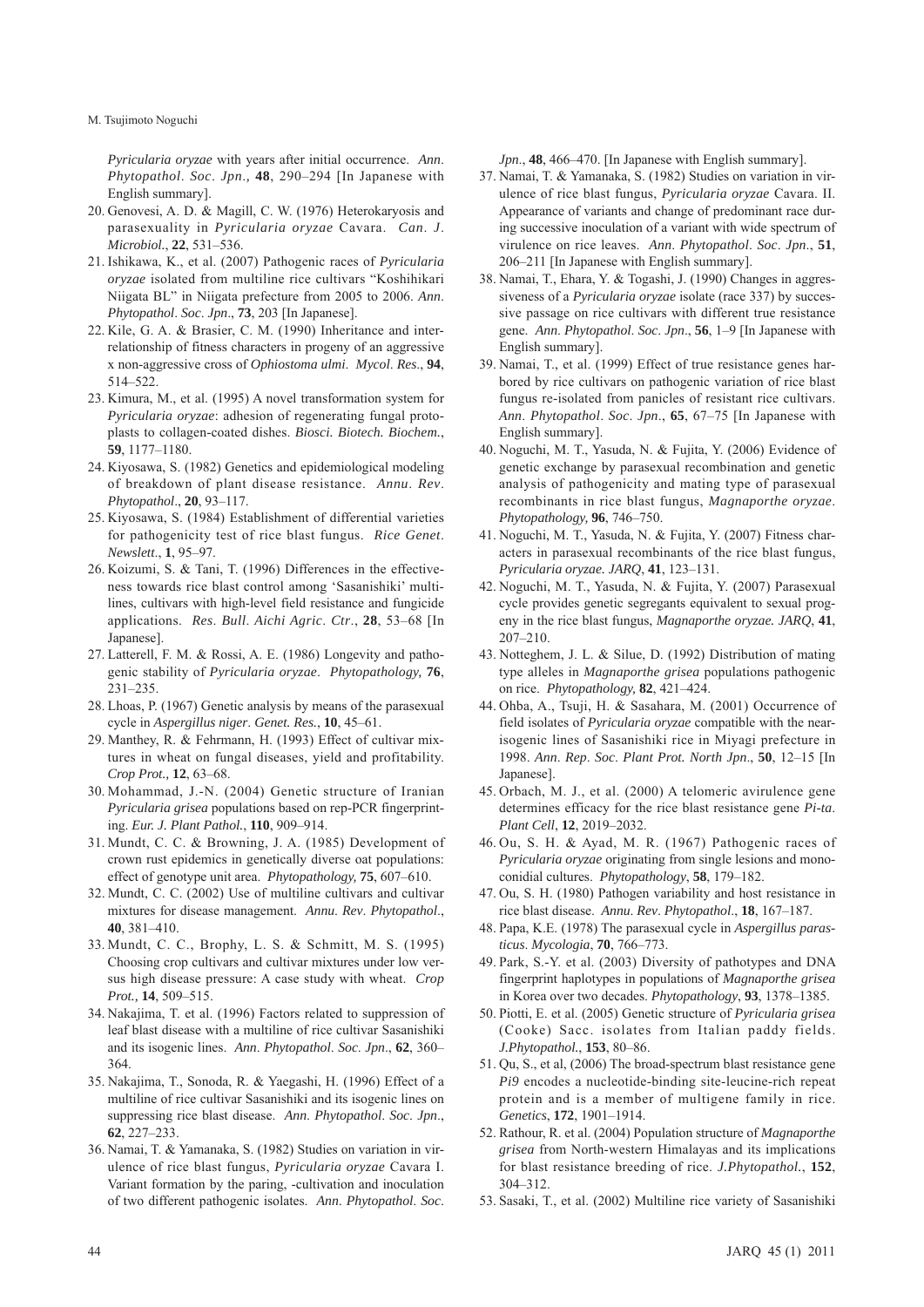*Pyricularia oryzae* with years after initial occurrence. *Ann. Phytopathol. Soc. Jpn.,* **48**, 290–294 [In Japanese with English summary].

20. Genovesi, A. D. & Magill, C. W. (1976) Heterokaryosis and parasexuality in *Pyricularia oryzae* Cavara. *Can. J. Microbiol.*, **22**, 531–536.
21. Ishikawa, K., et al. (2007) Pathogenic races of *Pyricularia oryzae* isolated from multiline rice cultivars "Koshihikari Niigata BL" in Niigata prefecture from 2005 to 2006. *Ann. Phytopathol. Soc. Jpn.*, **73**, 203 [In Japanese].
22. Kile, G. A. & Brasier, C. M. (1990) Inheritance and interrelationship of fitness characters in progeny of an aggressive x non-aggressive cross of *Ophiostoma ulmi*. *Mycol. Res.*, **94**, 514–522.
23. Kimura, M., et al. (1995) A novel transformation system for *Pyricularia oryzae*: adhesion of regenerating fungal protoplasts to collagen-coated dishes. *Biosci. Biotech. Biochem.*, **59**, 1177–1180.
24. Kiyosawa, S. (1982) Genetics and epidemiological modeling of breakdown of plant disease resistance. *Annu. Rev. Phytopathol.*, **20**, 93–117.
25. Kiyosawa, S. (1984) Establishment of differential varieties for pathogenicity test of rice blast fungus. *Rice Genet. Newslett.*, **1**, 95–97.
26. Koizumi, S. & Tani, T. (1996) Differences in the effectiveness towards rice blast control among 'Sasanishiki' multilines, cultivars with high-level field resistance and fungicide applications. *Res. Bull. Aichi Agric. Ctr.*, **28**, 53–68 [In Japanese].
27. Latterell, F. M. & Rossi, A. E. (1986) Longevity and pathogenic stability of *Pyricularia oryzae*. *Phytopathology,* **76**, 231–235.
28. Lhoas, P. (1967) Genetic analysis by means of the parasexual cycle in *Aspergillus niger*. *Genet. Res.*, **10**, 45–61.
29. Manthey, R. & Fehrmann, H. (1993) Effect of cultivar mixtures in wheat on fungal diseases, yield and profitability. *Crop Prot.,* **12**, 63–68.
30. Mohammad, J.-N. (2004) Genetic structure of Iranian *Pyricularia grisea* populations based on rep-PCR fingerprinting. *Eur. J. Plant Pathol.*, **110**, 909–914.
31. Mundt, C. C. & Browning, J. A. (1985) Development of crown rust epidemics in genetically diverse oat populations: effect of genotype unit area. *Phytopathology,* **75**, 607–610.
32. Mundt, C. C. (2002) Use of multiline cultivars and cultivar mixtures for disease management. *Annu. Rev. Phytopathol.*, **40**, 381–410.
33. Mundt, C. C., Brophy, L. S. & Schmitt, M. S. (1995) Choosing crop cultivars and cultivar mixtures under low versus high disease pressure: A case study with wheat. *Crop Prot.,* **14**, 509–515.
34. Nakajima, T. et al. (1996) Factors related to suppression of leaf blast disease with a multiline of rice cultivar Sasanishiki and its isogenic lines. *Ann. Phytopathol. Soc. Jpn.*, **62**, 360–364.
35. Nakajima, T., Sonoda, R. & Yaegashi, H. (1996) Effect of a multiline of rice cultivar Sasanishiki and its isogenic lines on suppressing rice blast disease. *Ann. Phytopathol. Soc. Jpn.*, **62**, 227–233.
36. Namai, T. & Yamanaka, S. (1982) Studies on variation in virulence of rice blast fungus, *Pyricularia oryzae* Cavara I. Variant formation by the paring, -cultivation and inoculation of two different pathogenic isolates. *Ann. Phytopathol. Soc. Jpn.*, **48**, 466–470. [In Japanese with English summary].
37. Namai, T. & Yamanaka, S. (1982) Studies on variation in virulence of rice blast fungus, *Pyricularia oryzae* Cavara. II. Appearance of variants and change of predominant race during successive inoculation of a variant with wide spectrum of virulence on rice leaves. *Ann. Phytopathol. Soc. Jpn.*, **51**, 206–211 [In Japanese with English summary].
38. Namai, T., Ehara, Y. & Togashi, J. (1990) Changes in aggressiveness of a *Pyricularia oryzae* isolate (race 337) by successive passage on rice cultivars with different true resistance gene. *Ann. Phytopathol. Soc. Jpn.*, **56**, 1–9 [In Japanese with English summary].
39. Namai, T., et al. (1999) Effect of true resistance genes harbored by rice cultivars on pathogenic variation of rice blast fungus re-isolated from panicles of resistant rice cultivars. *Ann. Phytopathol. Soc. Jpn.*, **65**, 67–75 [In Japanese with English summary].
40. Noguchi, M. T., Yasuda, N. & Fujita, Y. (2006) Evidence of genetic exchange by parasexual recombination and genetic analysis of pathogenicity and mating type of parasexual recombinants in rice blast fungus, *Magnaporthe oryzae*. *Phytopathology,* **96**, 746–750.
41. Noguchi, M. T., Yasuda, N. & Fujita, Y. (2007) Fitness characters in parasexual recombinants of the rice blast fungus, *Pyricularia oryzae. JARQ*, **41**, 123–131.
42. Noguchi, M. T., Yasuda, N. & Fujita, Y. (2007) Parasexual cycle provides genetic segregants equivalent to sexual progeny in the rice blast fungus, *Magnaporthe oryzae. JARQ*, **41**, 207–210.
43. Notteghem, J. L. & Silue, D. (1992) Distribution of mating type alleles in *Magnaporthe grisea* populations pathogenic on rice. *Phytopathology,* **82**, 421–424.
44. Ohba, A., Tsuji, H. & Sasahara, M. (2001) Occurrence of field isolates of *Pyricularia oryzae* compatible with the near-isogenic lines of Sasanishiki rice in Miyagi prefecture in 1998. *Ann. Rep. Soc. Plant Prot. North Jpn.*, **50**, 12–15 [In Japanese].
45. Orbach, M. J., et al. (2000) A telomeric avirulence gene determines efficacy for the rice blast resistance gene *Pi-ta*. *Plant Cell*, **12**, 2019–2032.
46. Ou, S. H. & Ayad, M. R. (1967) Pathogenic races of *Pyricularia oryzae* originating from single lesions and monoconidial cultures. *Phytopathology*, **58**, 179–182.
47. Ou, S. H. (1980) Pathogen variability and host resistance in rice blast disease. *Annu. Rev. Phytopathol.*, **18**, 167–187.
48. Papa, K.E. (1978) The parasexual cycle in *Aspergillus parasticus*. *Mycologia*, **70**, 766–773.
49. Park, S.-Y. et al. (2003) Diversity of pathotypes and DNA fingerprint haplotypes in populations of *Magnaporthe grisea* in Korea over two decades. *Phytopathology*, **93**, 1378–1385.
50. Piotti, E. et al. (2005) Genetic structure of *Pyricularia grisea* (Cooke) Sacc. isolates from Italian paddy fields. *J.Phytopathol.*, **153**, 80–86.
51. Qu, S., et al, (2006) The broad-spectrum blast resistance gene *Pi9* encodes a nucleotide-binding site-leucine-rich repeat protein and is a member of multigene family in rice. *Genetics*, **172**, 1901–1914.
52. Rathour, R. et al. (2004) Population structure of *Magnaporthe grisea* from North-western Himalayas and its implications for blast resistance breeding of rice. *J.Phytopathol.*, **152**, 304–312.
53. Sasaki, T., et al. (2002) Multiline rice variety of Sasanishiki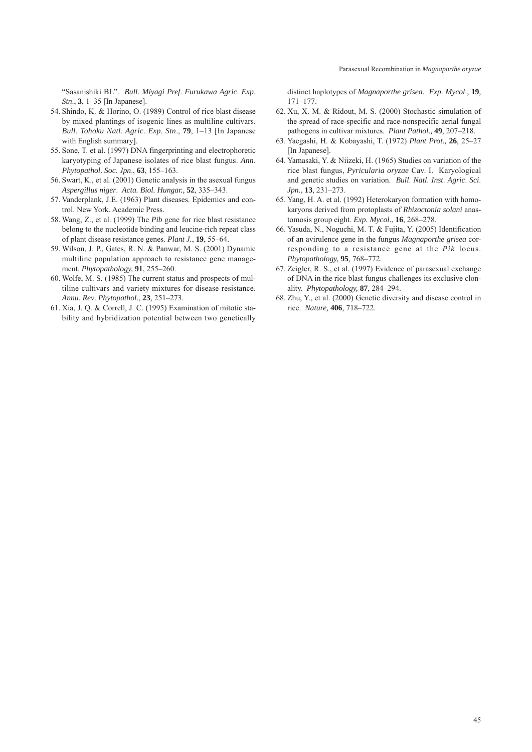"Sasanishiki BL". *Bull. Miyagi Pref. Furukawa Agric. Exp. Stn.*, **3**, 1–35 [In Japanese].

54. Shindo, K. & Horino, O. (1989) Control of rice blast disease by mixed plantings of isogenic lines as multiline cultivars. *Bull. Tohoku Natl. Agric. Exp. Stn.*, **79**, 1–13 [In Japanese with English summary].
55. Sone, T. et al. (1997) DNA fingerprinting and electrophoretic karyotyping of Japanese isolates of rice blast fungus. *Ann. Phytopathol. Soc. Jpn.*, **63**, 155–163.
56. Swart, K., et al. (2001) Genetic analysis in the asexual fungus *Aspergillus niger*. *Acta. Biol. Hungar.*, **52**, 335–343.
57. Vanderplank, J.E. (1963) Plant diseases. Epidemics and control. New York. Academic Press.
58. Wang, Z., et al. (1999) The *Pib* gene for rice blast resistance belong to the nucleotide binding and leucine-rich repeat class of plant disease resistance genes. *Plant J.*, **19**, 55–64.
59. Wilson, J. P., Gates, R. N. & Panwar, M. S. (2001) Dynamic multiline population approach to resistance gene management. *Phytopathology,* **91**, 255–260.
60. Wolfe, M. S. (1985) The current status and prospects of multiline cultivars and variety mixtures for disease resistance. *Annu. Rev. Phytopathol.*, **23**, 251–273.
61. Xia, J. Q. & Correll, J. C. (1995) Examination of mitotic stability and hybridization potential between two genetically distinct haplotypes of *Magnaporthe grisea*. *Exp. Mycol.*, **19**, 171–177.
62. Xu, X. M. & Ridout, M. S. (2000) Stochastic simulation of the spread of race-specific and race-nonspecific aerial fungal pathogens in cultivar mixtures. *Plant Pathol.,* **49**, 207–218.
63. Yaegashi, H. & Kobayashi, T. (1972) *Plant Prot.,* **26**, 25–27 [In Japanese].
64. Yamasaki, Y. & Niizeki, H. (1965) Studies on variation of the rice blast fungus, *Pyricularia oryzae* Cav. I. Karyological and genetic studies on variation. *Bull. Natl. Inst. Agric. Sci. Jpn.*, **13**, 231–273.
65. Yang, H. A. et al. (1992) Heterokaryon formation with homokaryons derived from protoplasts of *Rhizoctonia solani* anastomosis group eight. *Exp. Mycol.*, **16**, 268–278.
66. Yasuda, N., Noguchi, M. T. & Fujita, Y. (2005) Identification of an avirulence gene in the fungus *Magnaporthe grisea* corresponding to a resistance gene at the *Pik* locus. *Phytopathology,* **95**, 768–772.
67. Zeigler, R. S., et al. (1997) Evidence of parasexual exchange of DNA in the rice blast fungus challenges its exclusive clonality. *Phytopathology,* **87**, 284–294.
68. Zhu, Y., et al. (2000) Genetic diversity and disease control in rice. *Nature,* **406**, 718–722.